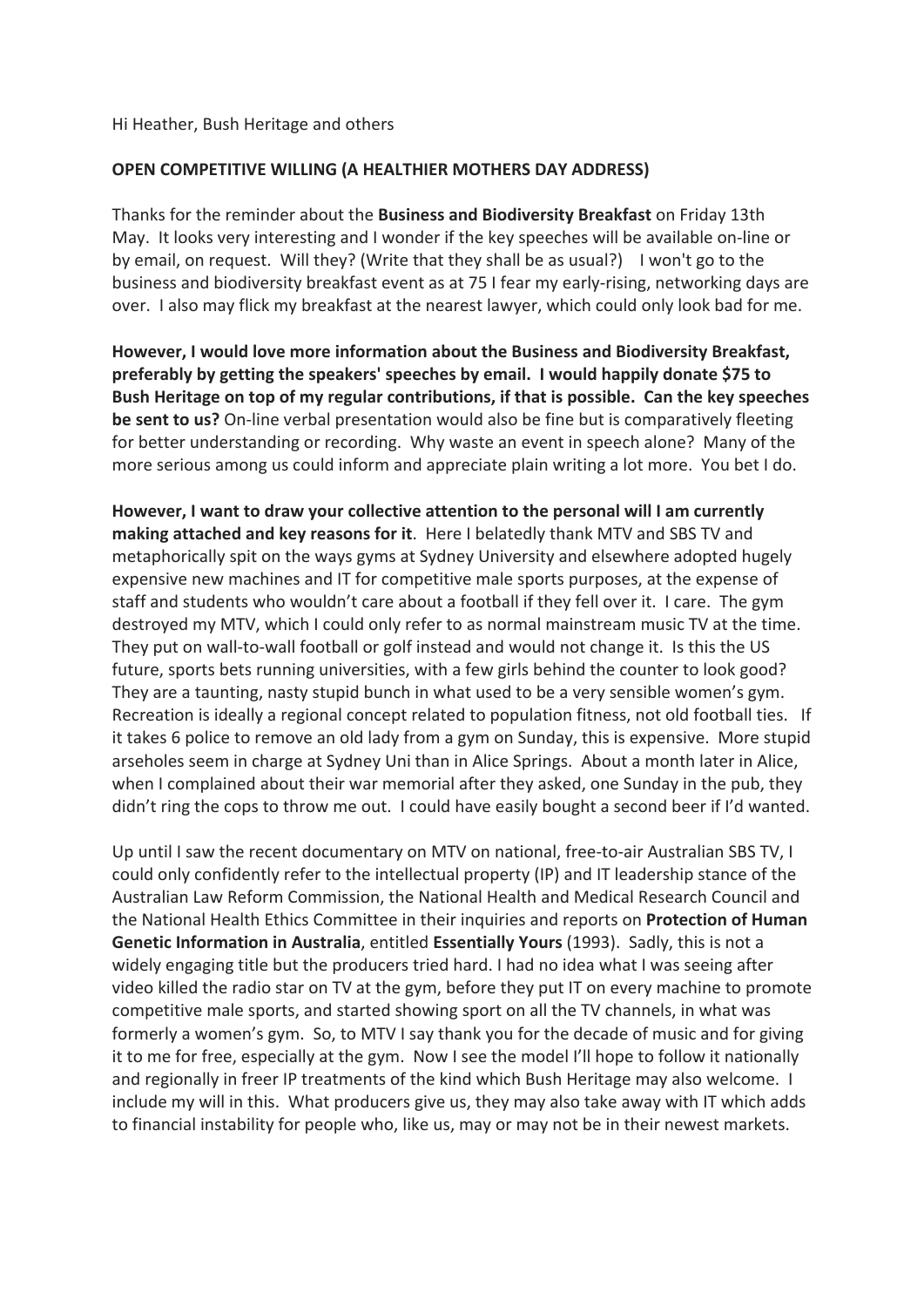Hi Heather, Bush Heritage and others

**OPEN COMPETITIVE WILLING (A HEALTHIER MOTHERS DAY ADDRESS)**

Thanks for the reminder about the **Business and Biodiversity Breakfast** on Friday 13th May. It looks very interesting and I wonder if the key speeches will be available on-line or by email, on request. Will they? (Write that they shall be as usual?) I won't go to the business and biodiversity breakfast event as at 75 I fear my early-rising, networking days are over. I also may flick my breakfast at the nearest lawyer, which could only look bad for me.

**However, I would love more information about the Business and Biodiversity Breakfast, preferably by getting the speakers' speeches by email. I would happily donate $75 to Bush Heritage on top of my regular contributions, if that is possible. Can the key speeches be sent to us?** On-line verbal presentation would also be fine but is comparatively fleeting for better understanding or recording. Why waste an event in speech alone? Many of the more serious among us could inform and appreciate plain writing a lot more. You bet I do.

**However, I want to draw your collective attention to the personal will I am currently making attached and key reasons for it**. Here I belatedly thank MTV and SBS TV and metaphorically spit on the ways gyms at Sydney University and elsewhere adopted hugely expensive new machines and IT for competitive male sports purposes, at the expense of staff and students who wouldn't care about a football if they fell over it. I care. The gym destroyed my MTV, which I could only refer to as normal mainstream music TV at the time. They put on wall-to-wall football or golf instead and would not change it. Is this the US future, sports bets running universities, with a few girls behind the counter to look good? They are a taunting, nasty stupid bunch in what used to be a very sensible women's gym. Recreation is ideally a regional concept related to population fitness, not old football ties. If it takes 6 police to remove an old lady from a gym on Sunday, this is expensive. More stupid arseholes seem in charge at Sydney Uni than in Alice Springs. About a month later in Alice, when I complained about their war memorial after they asked, one Sunday in the pub, they didn't ring the cops to throw me out. I could have easily bought a second beer if I'd wanted.

Up until I saw the recent documentary on MTV on national, free-to-air Australian SBS TV, I could only confidently refer to the intellectual property (IP) and IT leadership stance of the Australian Law Reform Commission, the National Health and Medical Research Council and the National Health Ethics Committee in their inquiries and reports on **Protection of Human Genetic Information in Australia**, entitled **Essentially Yours** (1993). Sadly, this is not a widely engaging title but the producers tried hard. I had no idea what I was seeing after video killed the radio star on TV at the gym, before they put IT on every machine to promote competitive male sports, and started showing sport on all the TV channels, in what was formerly a women's gym. So, to MTV I say thank you for the decade of music and for giving it to me for free, especially at the gym. Now I see the model I'll hope to follow it nationally and regionally in freer IP treatments of the kind which Bush Heritage may also welcome. I include my will in this. What producers give us, they may also take away with IT which adds to financial instability for people who, like us, may or may not be in their newest markets.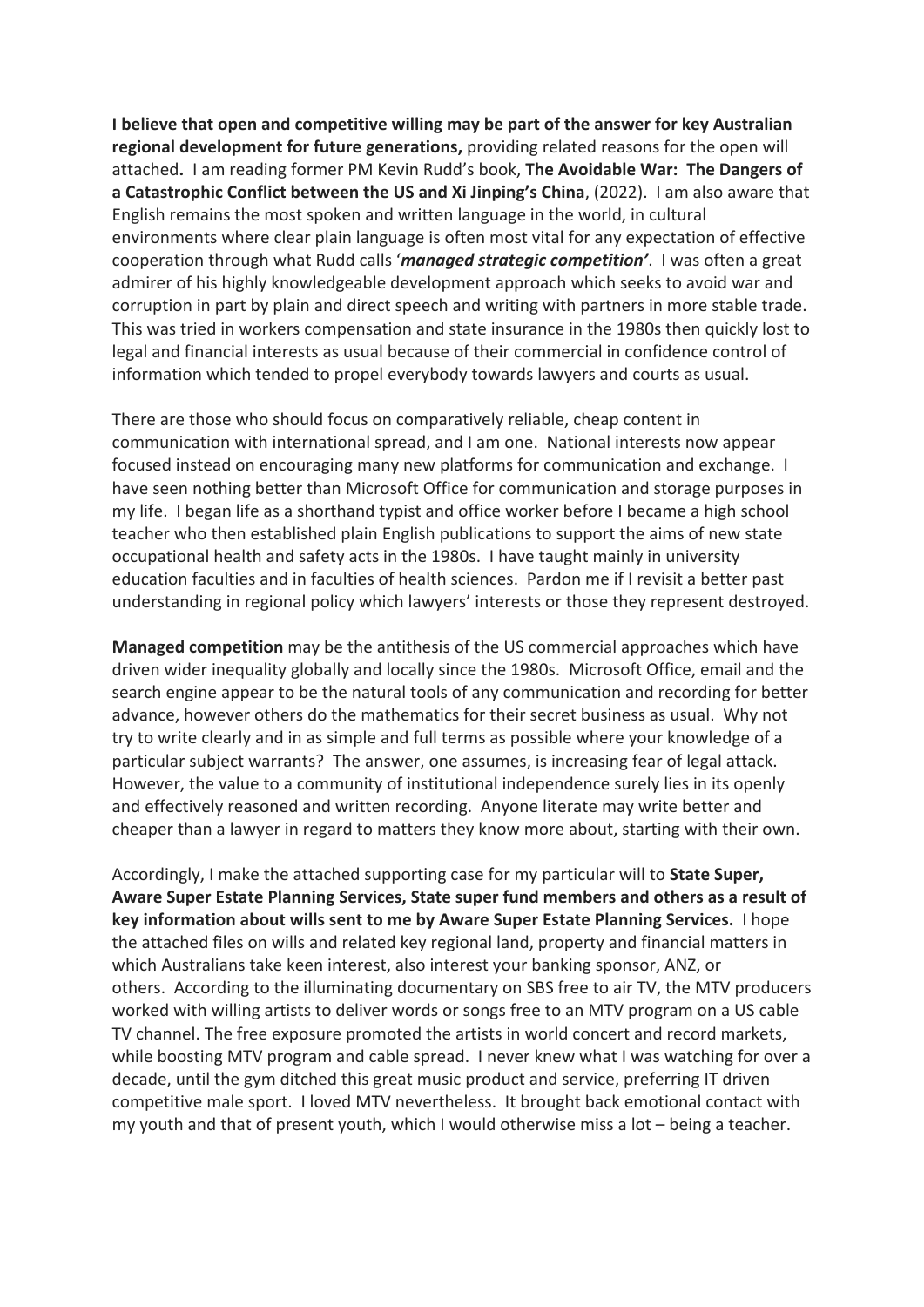**I believe that open and competitive willing may be part of the answer for key Australian regional development for future generations,** providing related reasons for the open will attached**.** I am reading former PM Kevin Rudd's book, **The Avoidable War: The Dangers of a Catastrophic Conflict between the US and Xi Jinping's China**, (2022). I am also aware that English remains the most spoken and written language in the world, in cultural environments where clear plain language is often most vital for any expectation of effective cooperation through what Rudd calls '***managed strategic competition'***. I was often a great admirer of his highly knowledgeable development approach which seeks to avoid war and corruption in part by plain and direct speech and writing with partners in more stable trade. This was tried in workers compensation and state insurance in the 1980s then quickly lost to legal and financial interests as usual because of their commercial in confidence control of information which tended to propel everybody towards lawyers and courts as usual.

There are those who should focus on comparatively reliable, cheap content in communication with international spread, and I am one. National interests now appear focused instead on encouraging many new platforms for communication and exchange. I have seen nothing better than Microsoft Office for communication and storage purposes in my life. I began life as a shorthand typist and office worker before I became a high school teacher who then established plain English publications to support the aims of new state occupational health and safety acts in the 1980s. I have taught mainly in university education faculties and in faculties of health sciences. Pardon me if I revisit a better past understanding in regional policy which lawyers' interests or those they represent destroyed.

**Managed competition** may be the antithesis of the US commercial approaches which have driven wider inequality globally and locally since the 1980s. Microsoft Office, email and the search engine appear to be the natural tools of any communication and recording for better advance, however others do the mathematics for their secret business as usual. Why not try to write clearly and in as simple and full terms as possible where your knowledge of a particular subject warrants? The answer, one assumes, is increasing fear of legal attack. However, the value to a community of institutional independence surely lies in its openly and effectively reasoned and written recording. Anyone literate may write better and cheaper than a lawyer in regard to matters they know more about, starting with their own.

Accordingly, I make the attached supporting case for my particular will to **State Super, Aware Super Estate Planning Services, State super fund members and others as a result of key information about wills sent to me by Aware Super Estate Planning Services.** I hope the attached files on wills and related key regional land, property and financial matters in which Australians take keen interest, also interest your banking sponsor, ANZ, or others. According to the illuminating documentary on SBS free to air TV, the MTV producers worked with willing artists to deliver words or songs free to an MTV program on a US cable TV channel. The free exposure promoted the artists in world concert and record markets, while boosting MTV program and cable spread. I never knew what I was watching for over a decade, until the gym ditched this great music product and service, preferring IT driven competitive male sport. I loved MTV nevertheless. It brought back emotional contact with my youth and that of present youth, which I would otherwise miss a lot – being a teacher.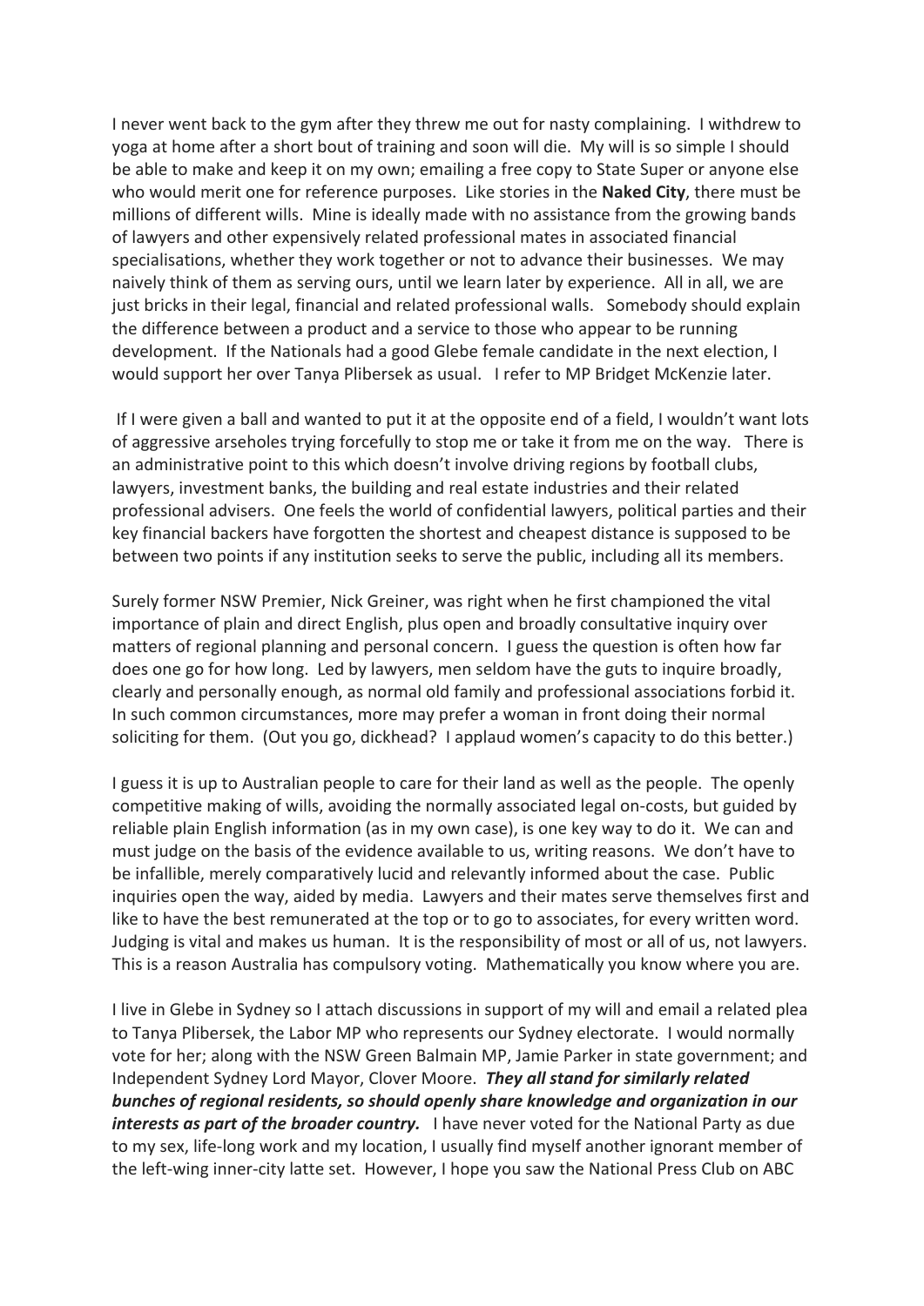I never went back to the gym after they threw me out for nasty complaining. I withdrew to yoga at home after a short bout of training and soon will die. My will is so simple I should be able to make and keep it on my own; emailing a free copy to State Super or anyone else who would merit one for reference purposes. Like stories in the **Naked City**, there must be millions of different wills. Mine is ideally made with no assistance from the growing bands of lawyers and other expensively related professional mates in associated financial specialisations, whether they work together or not to advance their businesses. We may naively think of them as serving ours, until we learn later by experience. All in all, we are just bricks in their legal, financial and related professional walls. Somebody should explain the difference between a product and a service to those who appear to be running development. If the Nationals had a good Glebe female candidate in the next election, I would support her over Tanya Plibersek as usual. I refer to MP Bridget McKenzie later.

If I were given a ball and wanted to put it at the opposite end of a field, I wouldn't want lots of aggressive arseholes trying forcefully to stop me or take it from me on the way. There is an administrative point to this which doesn't involve driving regions by football clubs, lawyers, investment banks, the building and real estate industries and their related professional advisers. One feels the world of confidential lawyers, political parties and their key financial backers have forgotten the shortest and cheapest distance is supposed to be between two points if any institution seeks to serve the public, including all its members.

Surely former NSW Premier, Nick Greiner, was right when he first championed the vital importance of plain and direct English, plus open and broadly consultative inquiry over matters of regional planning and personal concern. I guess the question is often how far does one go for how long. Led by lawyers, men seldom have the guts to inquire broadly, clearly and personally enough, as normal old family and professional associations forbid it. In such common circumstances, more may prefer a woman in front doing their normal soliciting for them. (Out you go, dickhead? I applaud women's capacity to do this better.)

I guess it is up to Australian people to care for their land as well as the people. The openly competitive making of wills, avoiding the normally associated legal on-costs, but guided by reliable plain English information (as in my own case), is one key way to do it. We can and must judge on the basis of the evidence available to us, writing reasons. We don't have to be infallible, merely comparatively lucid and relevantly informed about the case. Public inquiries open the way, aided by media. Lawyers and their mates serve themselves first and like to have the best remunerated at the top or to go to associates, for every written word. Judging is vital and makes us human. It is the responsibility of most or all of us, not lawyers. This is a reason Australia has compulsory voting. Mathematically you know where you are.

I live in Glebe in Sydney so I attach discussions in support of my will and email a related plea to Tanya Plibersek, the Labor MP who represents our Sydney electorate. I would normally vote for her; along with the NSW Green Balmain MP, Jamie Parker in state government; and Independent Sydney Lord Mayor, Clover Moore. ***They all stand for similarly related bunches of regional residents, so should openly share knowledge and organization in our interests as part of the broader country.*** I have never voted for the National Party as due to my sex, life-long work and my location, I usually find myself another ignorant member of the left-wing inner-city latte set. However, I hope you saw the National Press Club on ABC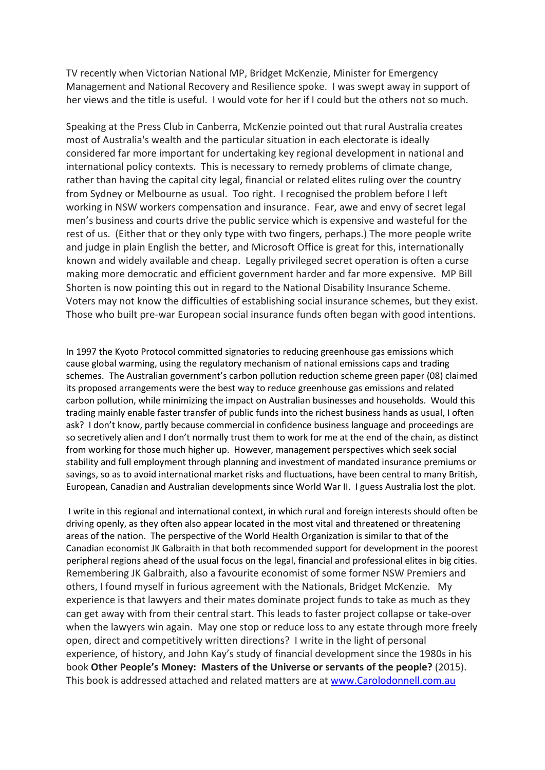TV recently when Victorian National MP, Bridget McKenzie, Minister for Emergency Management and National Recovery and Resilience spoke. I was swept away in support of her views and the title is useful. I would vote for her if I could but the others not so much.

Speaking at the Press Club in Canberra, McKenzie pointed out that rural Australia creates most of Australia's wealth and the particular situation in each electorate is ideally considered far more important for undertaking key regional development in national and international policy contexts. This is necessary to remedy problems of climate change, rather than having the capital city legal, financial or related elites ruling over the country from Sydney or Melbourne as usual. Too right. I recognised the problem before I left working in NSW workers compensation and insurance. Fear, awe and envy of secret legal men's business and courts drive the public service which is expensive and wasteful for the rest of us. (Either that or they only type with two fingers, perhaps.) The more people write and judge in plain English the better, and Microsoft Office is great for this, internationally known and widely available and cheap. Legally privileged secret operation is often a curse making more democratic and efficient government harder and far more expensive. MP Bill Shorten is now pointing this out in regard to the National Disability Insurance Scheme. Voters may not know the difficulties of establishing social insurance schemes, but they exist. Those who built pre-war European social insurance funds often began with good intentions.

In 1997 the Kyoto Protocol committed signatories to reducing greenhouse gas emissions which cause global warming, using the regulatory mechanism of national emissions caps and trading schemes. The Australian government's carbon pollution reduction scheme green paper (08) claimed its proposed arrangements were the best way to reduce greenhouse gas emissions and related carbon pollution, while minimizing the impact on Australian businesses and households. Would this trading mainly enable faster transfer of public funds into the richest business hands as usual, I often ask? I don't know, partly because commercial in confidence business language and proceedings are so secretively alien and I don't normally trust them to work for me at the end of the chain, as distinct from working for those much higher up. However, management perspectives which seek social stability and full employment through planning and investment of mandated insurance premiums or savings, so as to avoid international market risks and fluctuations, have been central to many British, European, Canadian and Australian developments since World War II. I guess Australia lost the plot.

I write in this regional and international context, in which rural and foreign interests should often be driving openly, as they often also appear located in the most vital and threatened or threatening areas of the nation. The perspective of the World Health Organization is similar to that of the Canadian economist JK Galbraith in that both recommended support for development in the poorest peripheral regions ahead of the usual focus on the legal, financial and professional elites in big cities. Remembering JK Galbraith, also a favourite economist of some former NSW Premiers and others, I found myself in furious agreement with the Nationals, Bridget McKenzie. My experience is that lawyers and their mates dominate project funds to take as much as they can get away with from their central start. This leads to faster project collapse or take-over when the lawyers win again. May one stop or reduce loss to any estate through more freely open, direct and competitively written directions? I write in the light of personal experience, of history, and John Kay's study of financial development since the 1980s in his book **Other People's Money: Masters of the Universe or servants of the people?** (2015). This book is addressed attached and related matters are at [www.Carolodonnell.com.au](http://www.Carolodonnell.com.au)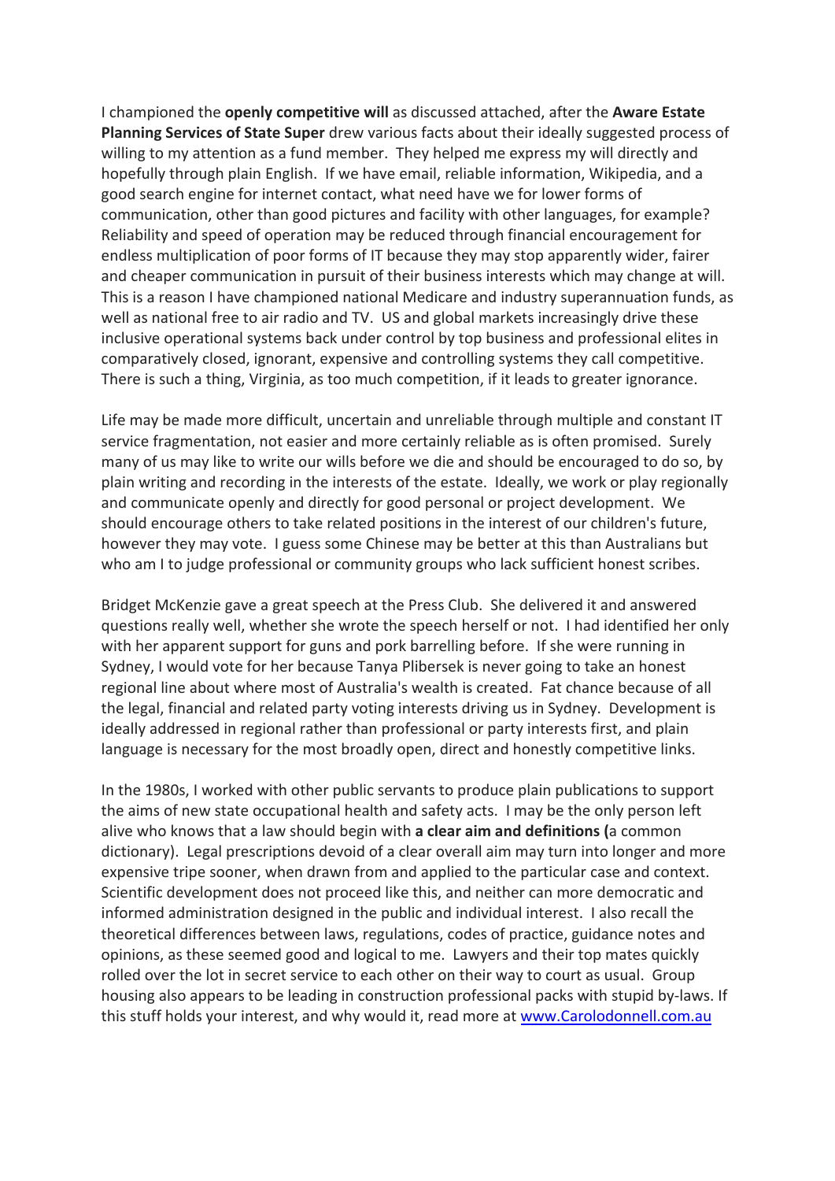I championed the **openly competitive will** as discussed attached, after the **Aware Estate Planning Services of State Super** drew various facts about their ideally suggested process of willing to my attention as a fund member. They helped me express my will directly and hopefully through plain English. If we have email, reliable information, Wikipedia, and a good search engine for internet contact, what need have we for lower forms of communication, other than good pictures and facility with other languages, for example? Reliability and speed of operation may be reduced through financial encouragement for endless multiplication of poor forms of IT because they may stop apparently wider, fairer and cheaper communication in pursuit of their business interests which may change at will. This is a reason I have championed national Medicare and industry superannuation funds, as well as national free to air radio and TV. US and global markets increasingly drive these inclusive operational systems back under control by top business and professional elites in comparatively closed, ignorant, expensive and controlling systems they call competitive. There is such a thing, Virginia, as too much competition, if it leads to greater ignorance.

Life may be made more difficult, uncertain and unreliable through multiple and constant IT service fragmentation, not easier and more certainly reliable as is often promised. Surely many of us may like to write our wills before we die and should be encouraged to do so, by plain writing and recording in the interests of the estate. Ideally, we work or play regionally and communicate openly and directly for good personal or project development. We should encourage others to take related positions in the interest of our children's future, however they may vote. I guess some Chinese may be better at this than Australians but who am I to judge professional or community groups who lack sufficient honest scribes.

Bridget McKenzie gave a great speech at the Press Club. She delivered it and answered questions really well, whether she wrote the speech herself or not. I had identified her only with her apparent support for guns and pork barrelling before. If she were running in Sydney, I would vote for her because Tanya Plibersek is never going to take an honest regional line about where most of Australia's wealth is created. Fat chance because of all the legal, financial and related party voting interests driving us in Sydney. Development is ideally addressed in regional rather than professional or party interests first, and plain language is necessary for the most broadly open, direct and honestly competitive links.

In the 1980s, I worked with other public servants to produce plain publications to support the aims of new state occupational health and safety acts. I may be the only person left alive who knows that a law should begin with **a clear aim and definitions (**a common dictionary). Legal prescriptions devoid of a clear overall aim may turn into longer and more expensive tripe sooner, when drawn from and applied to the particular case and context. Scientific development does not proceed like this, and neither can more democratic and informed administration designed in the public and individual interest. I also recall the theoretical differences between laws, regulations, codes of practice, guidance notes and opinions, as these seemed good and logical to me. Lawyers and their top mates quickly rolled over the lot in secret service to each other on their way to court as usual. Group housing also appears to be leading in construction professional packs with stupid by-laws. If this stuff holds your interest, and why would it, read more at [www.Carolodonnell.com.au](http://www.Carolodonnell.com.au)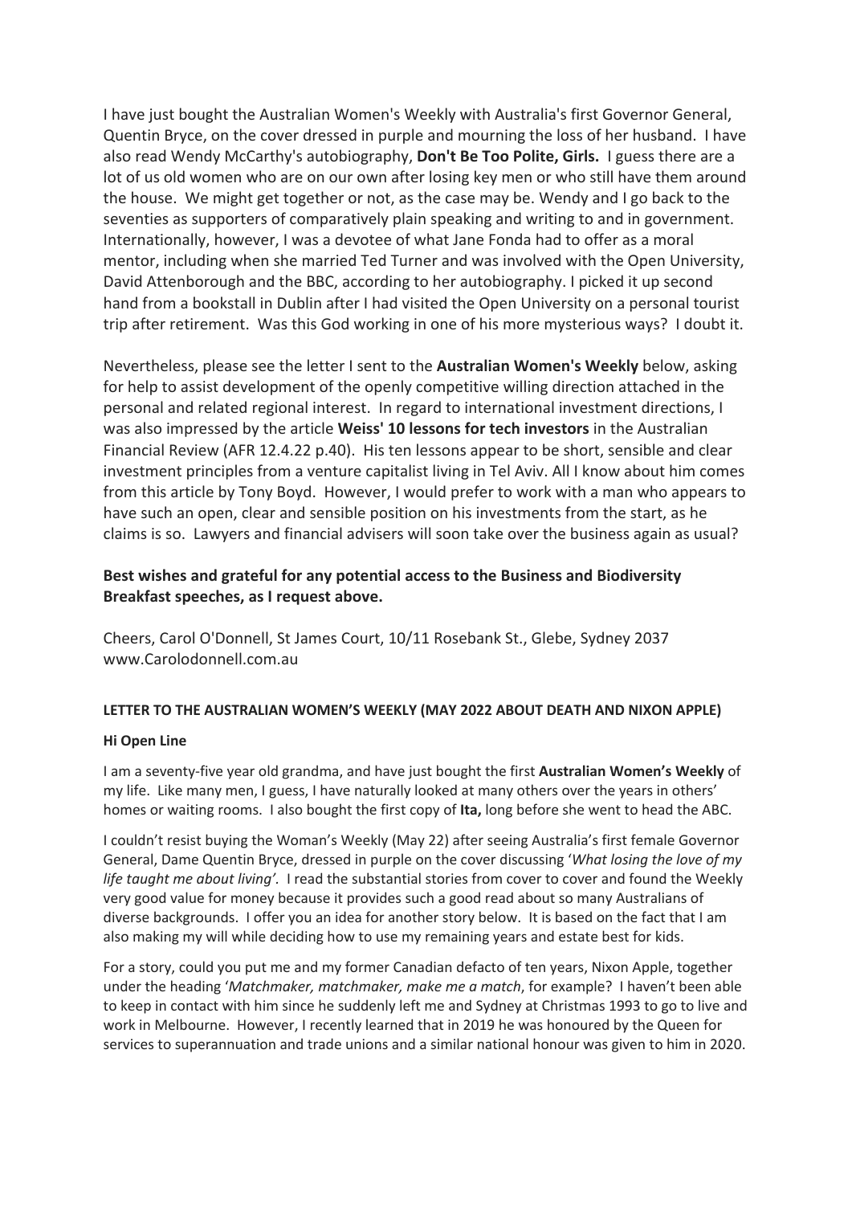I have just bought the Australian Women's Weekly with Australia's first Governor General, Quentin Bryce, on the cover dressed in purple and mourning the loss of her husband. I have also read Wendy McCarthy's autobiography, **Don't Be Too Polite, Girls.** I guess there are a lot of us old women who are on our own after losing key men or who still have them around the house. We might get together or not, as the case may be. Wendy and I go back to the seventies as supporters of comparatively plain speaking and writing to and in government. Internationally, however, I was a devotee of what Jane Fonda had to offer as a moral mentor, including when she married Ted Turner and was involved with the Open University, David Attenborough and the BBC, according to her autobiography. I picked it up second hand from a bookstall in Dublin after I had visited the Open University on a personal tourist trip after retirement. Was this God working in one of his more mysterious ways? I doubt it.

Nevertheless, please see the letter I sent to the **Australian Women's Weekly** below, asking for help to assist development of the openly competitive willing direction attached in the personal and related regional interest. In regard to international investment directions, I was also impressed by the article **Weiss' 10 lessons for tech investors** in the Australian Financial Review (AFR 12.4.22 p.40). His ten lessons appear to be short, sensible and clear investment principles from a venture capitalist living in Tel Aviv. All I know about him comes from this article by Tony Boyd. However, I would prefer to work with a man who appears to have such an open, clear and sensible position on his investments from the start, as he claims is so. Lawyers and financial advisers will soon take over the business again as usual?

**Best wishes and grateful for any potential access to the Business and Biodiversity Breakfast speeches, as I request above.**

Cheers, Carol O'Donnell, St James Court, 10/11 Rosebank St., Glebe, Sydney 2037
www.Carolodonnell.com.au

**LETTER TO THE AUSTRALIAN WOMEN'S WEEKLY (MAY 2022 ABOUT DEATH AND NIXON APPLE)**

**Hi Open Line**

I am a seventy-five year old grandma, and have just bought the first **Australian Women's Weekly** of my life. Like many men, I guess, I have naturally looked at many others over the years in others' homes or waiting rooms. I also bought the first copy of **Ita,** long before she went to head the ABC.

I couldn't resist buying the Woman's Weekly (May 22) after seeing Australia's first female Governor General, Dame Quentin Bryce, dressed in purple on the cover discussing '*What losing the love of my life taught me about living'*. I read the substantial stories from cover to cover and found the Weekly very good value for money because it provides such a good read about so many Australians of diverse backgrounds. I offer you an idea for another story below. It is based on the fact that I am also making my will while deciding how to use my remaining years and estate best for kids.

For a story, could you put me and my former Canadian defacto of ten years, Nixon Apple, together under the heading '*Matchmaker, matchmaker, make me a match*, for example? I haven't been able to keep in contact with him since he suddenly left me and Sydney at Christmas 1993 to go to live and work in Melbourne. However, I recently learned that in 2019 he was honoured by the Queen for services to superannuation and trade unions and a similar national honour was given to him in 2020.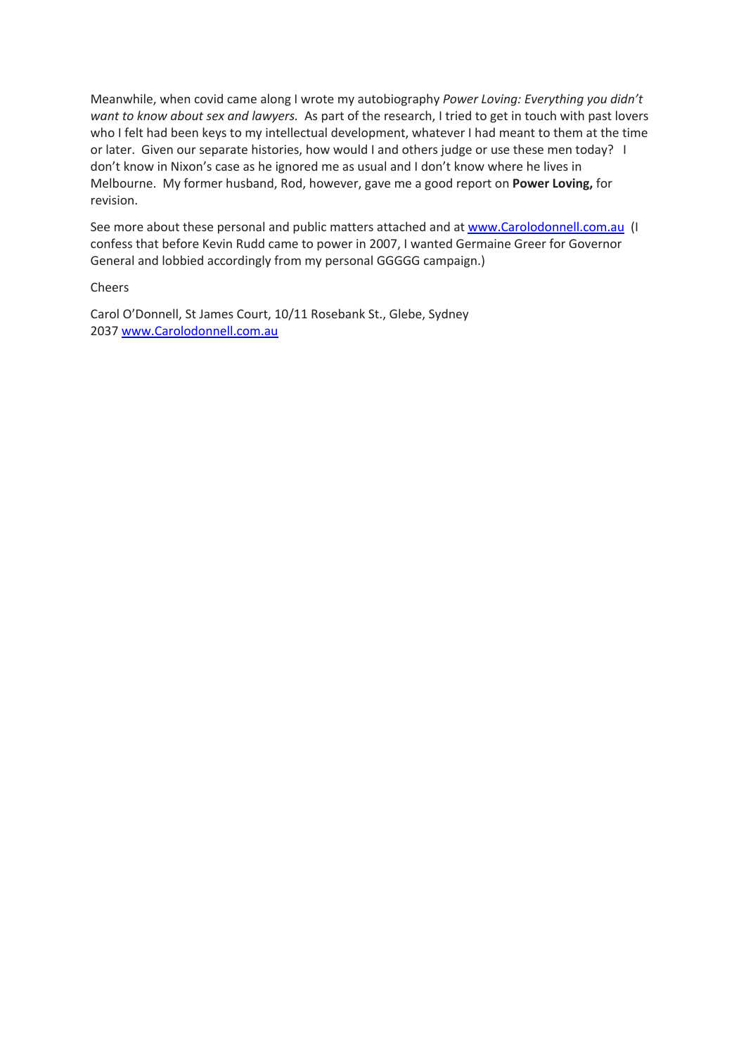Meanwhile, when covid came along I wrote my autobiography *Power Loving: Everything you didn't want to know about sex and lawyers.* As part of the research, I tried to get in touch with past lovers who I felt had been keys to my intellectual development, whatever I had meant to them at the time or later. Given our separate histories, how would I and others judge or use these men today? I don't know in Nixon's case as he ignored me as usual and I don't know where he lives in Melbourne. My former husband, Rod, however, gave me a good report on **Power Loving,** for revision.

See more about these personal and public matters attached and at [www.Carolodonnell.com.au](http://www.Carolodonnell.com.au) (I confess that before Kevin Rudd came to power in 2007, I wanted Germaine Greer for Governor General and lobbied accordingly from my personal GGGGG campaign.)

Cheers

Carol O'Donnell, St James Court, 10/11 Rosebank St., Glebe, Sydney 2037 [www.Carolodonnell.com.au](http://www.Carolodonnell.com.au)